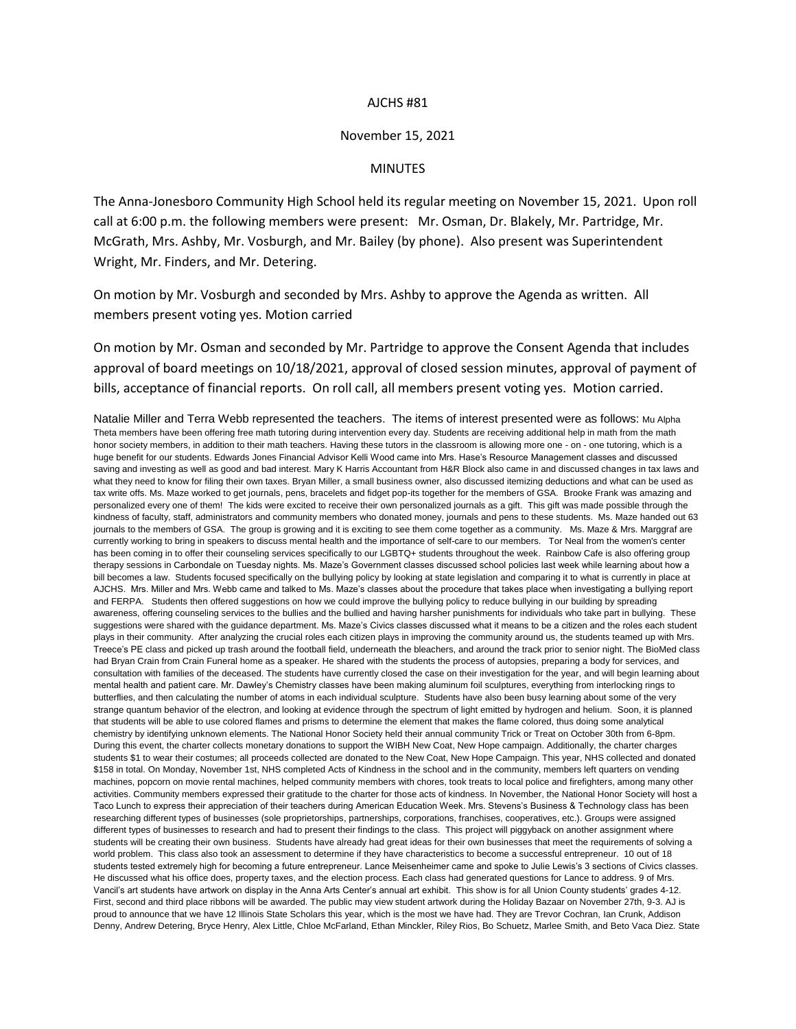AJCHS #81

November 15, 2021

MINUTES

The Anna-Jonesboro Community High School held its regular meeting on November 15, 2021. Upon roll call at 6:00 p.m. the following members were present: Mr. Osman, Dr. Blakely, Mr. Partridge, Mr. McGrath, Mrs. Ashby, Mr. Vosburgh, and Mr. Bailey (by phone). Also present was Superintendent Wright, Mr. Finders, and Mr. Detering.

On motion by Mr. Vosburgh and seconded by Mrs. Ashby to approve the Agenda as written. All members present voting yes. Motion carried

On motion by Mr. Osman and seconded by Mr. Partridge to approve the Consent Agenda that includes approval of board meetings on 10/18/2021, approval of closed session minutes, approval of payment of bills, acceptance of financial reports. On roll call, all members present voting yes. Motion carried.

Natalie Miller and Terra Webb represented the teachers. The items of interest presented were as follows: Mu Alpha Theta members have been offering free math tutoring during intervention every day. Students are receiving additional help in math from the math honor society members, in addition to their math teachers. Having these tutors in the classroom is allowing more one - on - one tutoring, which is a huge benefit for our students. Edwards Jones Financial Advisor Kelli Wood came into Mrs. Hase's Resource Management classes and discussed saving and investing as well as good and bad interest. Mary K Harris Accountant from H&R Block also came in and discussed changes in tax laws and what they need to know for filing their own taxes. Bryan Miller, a small business owner, also discussed itemizing deductions and what can be used as tax write offs. Ms. Maze worked to get journals, pens, bracelets and fidget pop-its together for the members of GSA. Brooke Frank was amazing and personalized every one of them! The kids were excited to receive their own personalized journals as a gift. This gift was made possible through the kindness of faculty, staff, administrators and community members who donated money, journals and pens to these students. Ms. Maze handed out 63 journals to the members of GSA. The group is growing and it is exciting to see them come together as a community. Ms. Maze & Mrs. Marggraf are currently working to bring in speakers to discuss mental health and the importance of self-care to our members. Tor Neal from the women's center has been coming in to offer their counseling services specifically to our LGBTQ+ students throughout the week. Rainbow Cafe is also offering group therapy sessions in Carbondale on Tuesday nights. Ms. Maze's Government classes discussed school policies last week while learning about how a bill becomes a law. Students focused specifically on the bullying policy by looking at state legislation and comparing it to what is currently in place at AJCHS. Mrs. Miller and Mrs. Webb came and talked to Ms. Maze's classes about the procedure that takes place when investigating a bullying report and FERPA. Students then offered suggestions on how we could improve the bullying policy to reduce bullying in our building by spreading awareness, offering counseling services to the bullies and the bullied and having harsher punishments for individuals who take part in bullying. These suggestions were shared with the guidance department. Ms. Maze's Civics classes discussed what it means to be a citizen and the roles each student plays in their community. After analyzing the crucial roles each citizen plays in improving the community around us, the students teamed up with Mrs. Treece's PE class and picked up trash around the football field, underneath the bleachers, and around the track prior to senior night. The BioMed class had Bryan Crain from Crain Funeral home as a speaker. He shared with the students the process of autopsies, preparing a body for services, and consultation with families of the deceased. The students have currently closed the case on their investigation for the year, and will begin learning about mental health and patient care. Mr. Dawley's Chemistry classes have been making aluminum foil sculptures, everything from interlocking rings to butterflies, and then calculating the number of atoms in each individual sculpture. Students have also been busy learning about some of the very strange quantum behavior of the electron, and looking at evidence through the spectrum of light emitted by hydrogen and helium. Soon, it is planned that students will be able to use colored flames and prisms to determine the element that makes the flame colored, thus doing some analytical chemistry by identifying unknown elements. The National Honor Society held their annual community Trick or Treat on October 30th from 6-8pm. During this event, the charter collects monetary donations to support the WIBH New Coat, New Hope campaign. Additionally, the charter charges students $1 to wear their costumes; all proceeds collected are donated to the New Coat, New Hope Campaign. This year, NHS collected and donated $158 in total. On Monday, November 1st, NHS completed Acts of Kindness in the school and in the community, members left quarters on vending machines, popcorn on movie rental machines, helped community members with chores, took treats to local police and firefighters, among many other activities. Community members expressed their gratitude to the charter for those acts of kindness. In November, the National Honor Society will host a Taco Lunch to express their appreciation of their teachers during American Education Week. Mrs. Stevens's Business & Technology class has been researching different types of businesses (sole proprietorships, partnerships, corporations, franchises, cooperatives, etc.). Groups were assigned different types of businesses to research and had to present their findings to the class. This project will piggyback on another assignment where students will be creating their own business. Students have already had great ideas for their own businesses that meet the requirements of solving a world problem. This class also took an assessment to determine if they have characteristics to become a successful entrepreneur. 10 out of 18 students tested extremely high for becoming a future entrepreneur. Lance Meisenheimer came and spoke to Julie Lewis's 3 sections of Civics classes. He discussed what his office does, property taxes, and the election process. Each class had generated questions for Lance to address. 9 of Mrs. Vancil's art students have artwork on display in the Anna Arts Center's annual art exhibit. This show is for all Union County students' grades 4-12. First, second and third place ribbons will be awarded. The public may view student artwork during the Holiday Bazaar on November 27th, 9-3. AJ is proud to announce that we have 12 Illinois State Scholars this year, which is the most we have had. They are Trevor Cochran, Ian Crunk, Addison Denny, Andrew Detering, Bryce Henry, Alex Little, Chloe McFarland, Ethan Minckler, Riley Rios, Bo Schuetz, Marlee Smith, and Beto Vaca Diez. State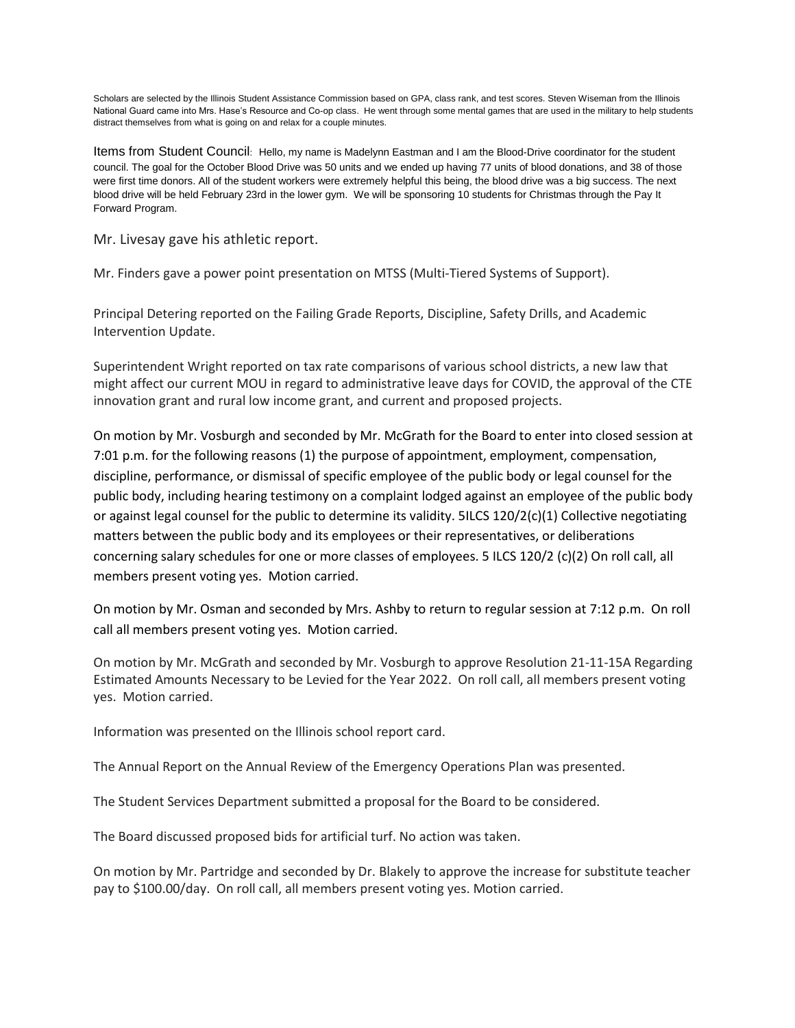Scholars are selected by the Illinois Student Assistance Commission based on GPA, class rank, and test scores. Steven Wiseman from the Illinois National Guard came into Mrs. Hase's Resource and Co-op class. He went through some mental games that are used in the military to help students distract themselves from what is going on and relax for a couple minutes.

Items from Student Council: Hello, my name is Madelynn Eastman and I am the Blood-Drive coordinator for the student council. The goal for the October Blood Drive was 50 units and we ended up having 77 units of blood donations, and 38 of those were first time donors. All of the student workers were extremely helpful this being, the blood drive was a big success. The next blood drive will be held February 23rd in the lower gym. We will be sponsoring 10 students for Christmas through the Pay It Forward Program.

Mr. Livesay gave his athletic report.

Mr. Finders gave a power point presentation on MTSS (Multi-Tiered Systems of Support).

Principal Detering reported on the Failing Grade Reports, Discipline, Safety Drills, and Academic Intervention Update.

Superintendent Wright reported on tax rate comparisons of various school districts, a new law that might affect our current MOU in regard to administrative leave days for COVID, the approval of the CTE innovation grant and rural low income grant, and current and proposed projects.

On motion by Mr. Vosburgh and seconded by Mr. McGrath for the Board to enter into closed session at 7:01 p.m. for the following reasons (1) the purpose of appointment, employment, compensation, discipline, performance, or dismissal of specific employee of the public body or legal counsel for the public body, including hearing testimony on a complaint lodged against an employee of the public body or against legal counsel for the public to determine its validity. 5ILCS 120/2(c)(1) Collective negotiating matters between the public body and its employees or their representatives, or deliberations concerning salary schedules for one or more classes of employees. 5 ILCS 120/2 (c)(2) On roll call, all members present voting yes. Motion carried.

On motion by Mr. Osman and seconded by Mrs. Ashby to return to regular session at 7:12 p.m. On roll call all members present voting yes. Motion carried.

On motion by Mr. McGrath and seconded by Mr. Vosburgh to approve Resolution 21-11-15A Regarding Estimated Amounts Necessary to be Levied for the Year 2022. On roll call, all members present voting yes. Motion carried.

Information was presented on the Illinois school report card.

The Annual Report on the Annual Review of the Emergency Operations Plan was presented.

The Student Services Department submitted a proposal for the Board to be considered.

The Board discussed proposed bids for artificial turf. No action was taken.

On motion by Mr. Partridge and seconded by Dr. Blakely to approve the increase for substitute teacher pay to $100.00/day. On roll call, all members present voting yes. Motion carried.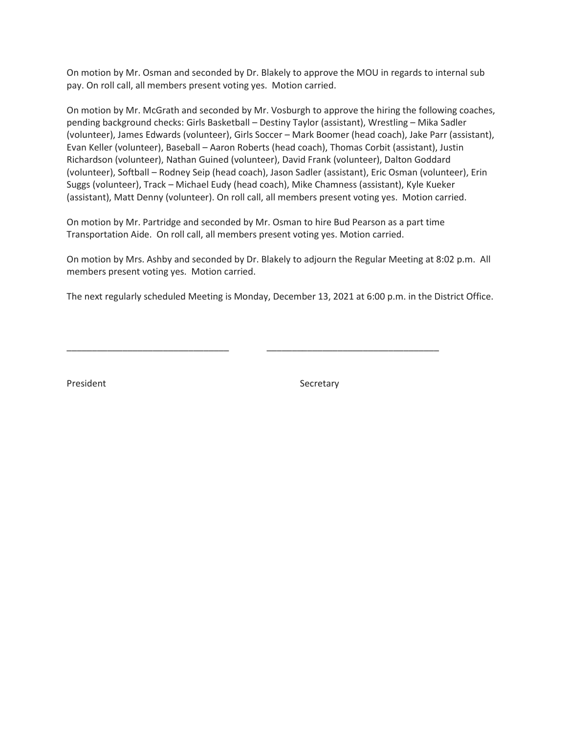On motion by Mr. Osman and seconded by Dr. Blakely to approve the MOU in regards to internal sub pay. On roll call, all members present voting yes. Motion carried.

On motion by Mr. McGrath and seconded by Mr. Vosburgh to approve the hiring the following coaches, pending background checks: Girls Basketball – Destiny Taylor (assistant), Wrestling – Mika Sadler (volunteer), James Edwards (volunteer), Girls Soccer – Mark Boomer (head coach), Jake Parr (assistant), Evan Keller (volunteer), Baseball – Aaron Roberts (head coach), Thomas Corbit (assistant), Justin Richardson (volunteer), Nathan Guined (volunteer), David Frank (volunteer), Dalton Goddard (volunteer), Softball – Rodney Seip (head coach), Jason Sadler (assistant), Eric Osman (volunteer), Erin Suggs (volunteer), Track – Michael Eudy (head coach), Mike Chamness (assistant), Kyle Kueker (assistant), Matt Denny (volunteer). On roll call, all members present voting yes. Motion carried.

On motion by Mr. Partridge and seconded by Mr. Osman to hire Bud Pearson as a part time Transportation Aide. On roll call, all members present voting yes. Motion carried.

On motion by Mrs. Ashby and seconded by Dr. Blakely to adjourn the Regular Meeting at 8:02 p.m. All members present voting yes. Motion carried.

The next regularly scheduled Meeting is Monday, December 13, 2021 at 6:00 p.m. in the District Office.

________________________________ ________________________________

President Secretary